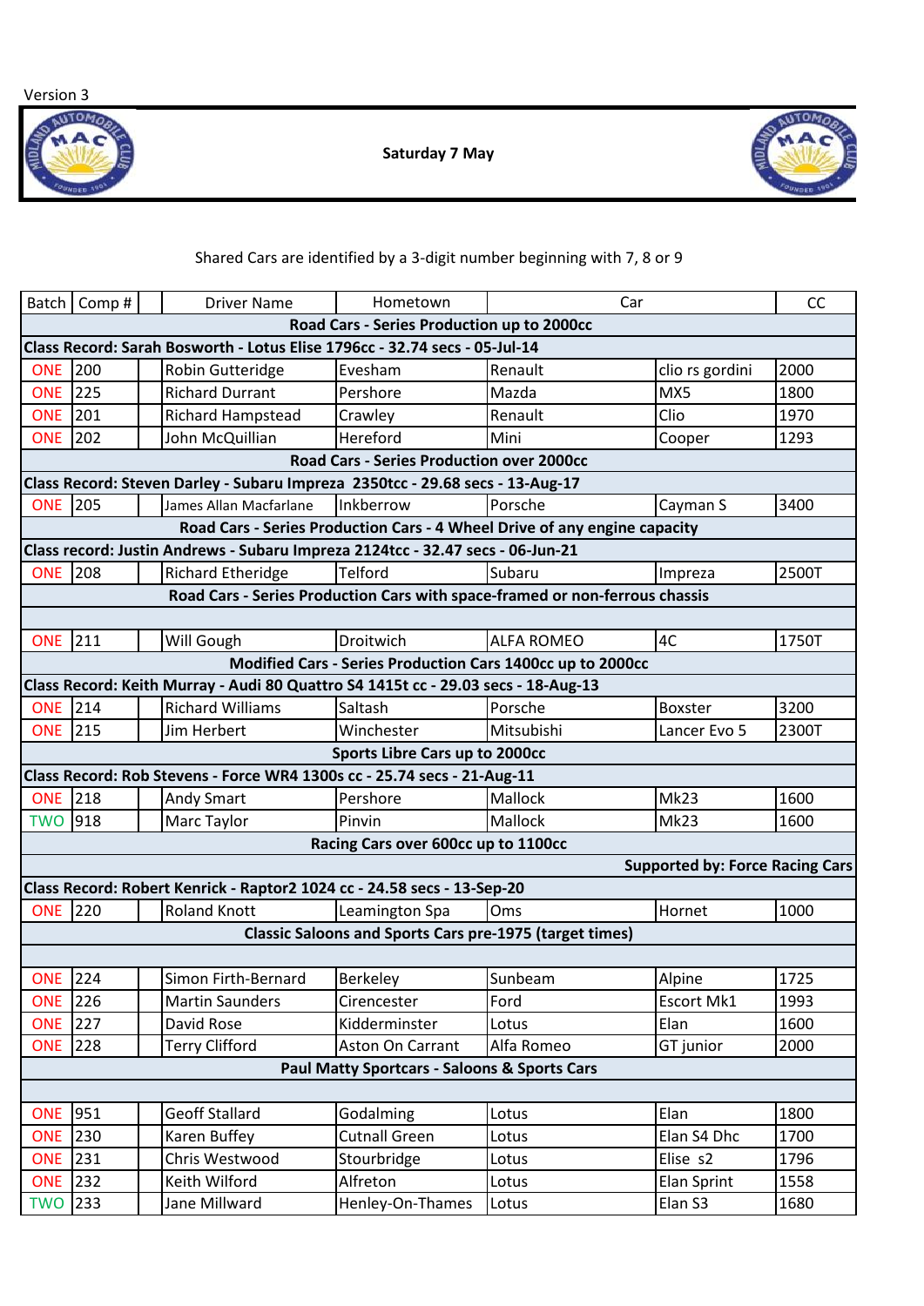Version 3

**Saturday 7 May**

Shared Cars are identified by a 3-digit number beginning with 7, 8 or 9

| Batch | Comp # | | Driver Name | Hometown | Car | | CC |
|---|---|---|---|---|---|---|---|
| **Road Cars - Series Production up to 2000cc** | | | | | | | |
| **Class Record: Sarah Bosworth - Lotus Elise 1796cc - 32.74 secs - 05-Jul-14** | | | | | | | |
| ONE | 200 | | Robin Gutteridge | Evesham | Renault | clio rs gordini | 2000 |
| ONE | 225 | | Richard Durrant | Pershore | Mazda | MX5 | 1800 |
| ONE | 201 | | Richard Hampstead | Crawley | Renault | Clio | 1970 |
| ONE | 202 | | John McQuillian | Hereford | Mini | Cooper | 1293 |
| **Road Cars - Series Production over 2000cc** | | | | | | | |
| **Class Record: Steven Darley - Subaru Impreza 2350tcc - 29.68 secs - 13-Aug-17** | | | | | | | |
| ONE | 205 | | James Allan Macfarlane | Inkberrow | Porsche | Cayman S | 3400 |
| **Road Cars - Series Production Cars - 4 Wheel Drive of any engine capacity** | | | | | | | |
| **Class record: Justin Andrews - Subaru Impreza 2124tcc - 32.47 secs - 06-Jun-21** | | | | | | | |
| ONE | 208 | | Richard Etheridge | Telford | Subaru | Impreza | 2500T |
| **Road Cars - Series Production Cars with space-framed or non-ferrous chassis** | | | | | | | |
| | | | | | | | |
| ONE | 211 | | Will Gough | Droitwich | ALFA ROMEO | 4C | 1750T |
| **Modified Cars - Series Production Cars 1400cc up to 2000cc** | | | | | | | |
| **Class Record: Keith Murray - Audi 80 Quattro S4 1415t cc - 29.03 secs - 18-Aug-13** | | | | | | | |
| ONE | 214 | | Richard Williams | Saltash | Porsche | Boxster | 3200 |
| ONE | 215 | | Jim Herbert | Winchester | Mitsubishi | Lancer Evo 5 | 2300T |
| **Sports Libre Cars up to 2000cc** | | | | | | | |
| **Class Record: Rob Stevens - Force WR4 1300s cc - 25.74 secs - 21-Aug-11** | | | | | | | |
| ONE | 218 | | Andy Smart | Pershore | Mallock | Mk23 | 1600 |
| TWO | 918 | | Marc Taylor | Pinvin | Mallock | Mk23 | 1600 |
| **Racing Cars over 600cc up to 1100cc** | | | | | | | |
| **Supported by: Force Racing Cars** | | | | | | | |
| **Class Record: Robert Kenrick - Raptor2 1024 cc - 24.58 secs - 13-Sep-20** | | | | | | | |
| ONE | 220 | | Roland Knott | Leamington Spa | Oms | Hornet | 1000 |
| **Classic Saloons and Sports Cars pre-1975 (target times)** | | | | | | | |
| | | | | | | | |
| ONE | 224 | | Simon Firth-Bernard | Berkeley | Sunbeam | Alpine | 1725 |
| ONE | 226 | | Martin Saunders | Cirencester | Ford | Escort Mk1 | 1993 |
| ONE | 227 | | David Rose | Kidderminster | Lotus | Elan | 1600 |
| ONE | 228 | | Terry Clifford | Aston On Carrant | Alfa Romeo | GT junior | 2000 |
| **Paul Matty Sportcars - Saloons & Sports Cars** | | | | | | | |
| | | | | | | | |
| ONE | 951 | | Geoff Stallard | Godalming | Lotus | Elan | 1800 |
| ONE | 230 | | Karen Buffey | Cutnall Green | Lotus | Elan S4 Dhc | 1700 |
| ONE | 231 | | Chris Westwood | Stourbridge | Lotus | Elise s2 | 1796 |
| ONE | 232 | | Keith Wilford | Alfreton | Lotus | Elan Sprint | 1558 |
| TWO | 233 | | Jane Millward | Henley-On-Thames | Lotus | Elan S3 | 1680 |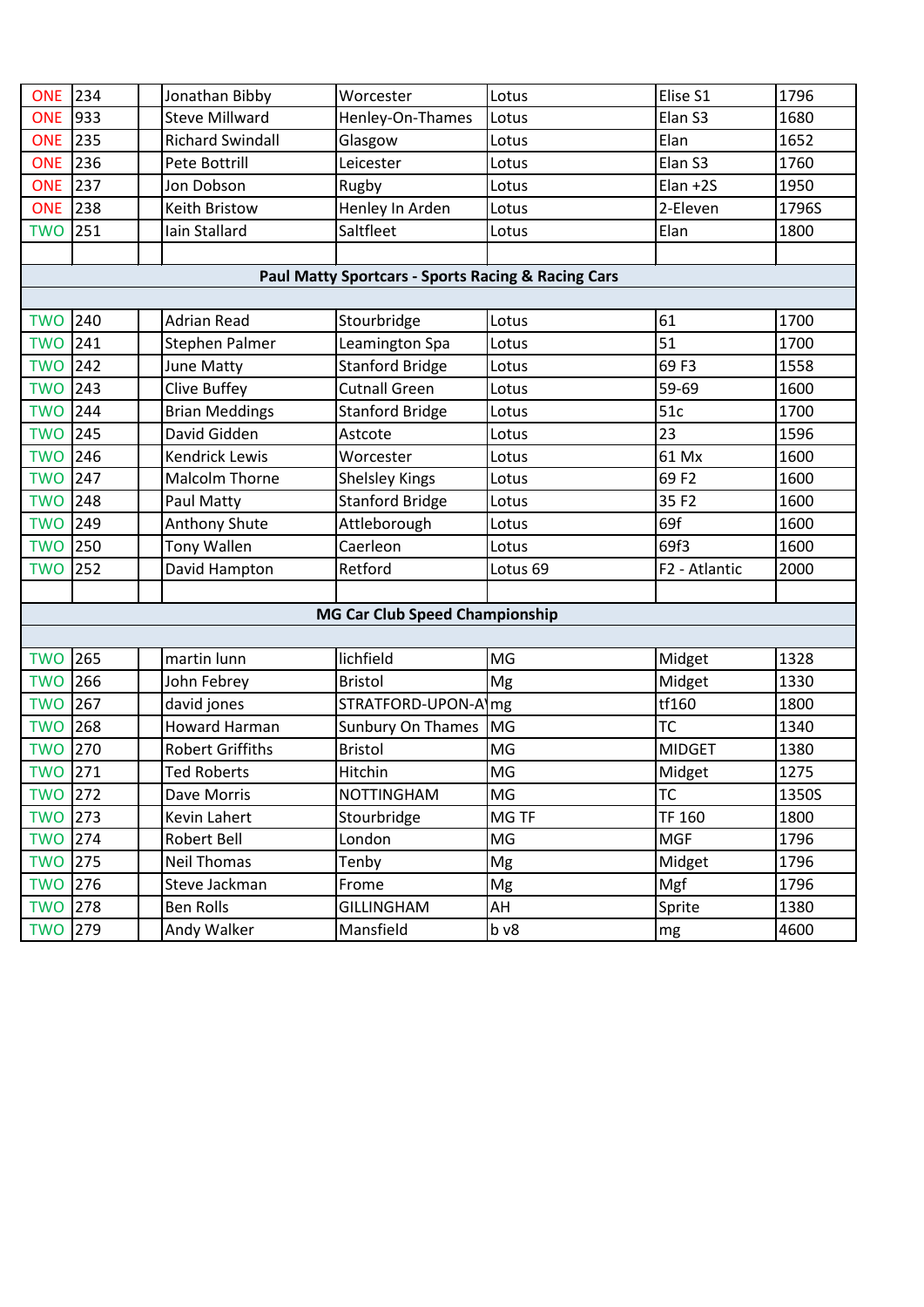| | | | | | | | |
|---|---|---|---|---|---|---|---|
| ONE | 234 | | Jonathan Bibby | Worcester | Lotus | Elise S1 | 1796 |
| ONE | 933 | | Steve Millward | Henley-On-Thames | Lotus | Elan S3 | 1680 |
| ONE | 235 | | Richard Swindall | Glasgow | Lotus | Elan | 1652 |
| ONE | 236 | | Pete Bottrill | Leicester | Lotus | Elan S3 | 1760 |
| ONE | 237 | | Jon Dobson | Rugby | Lotus | Elan +2S | 1950 |
| ONE | 238 | | Keith Bristow | Henley In Arden | Lotus | 2-Eleven | 1796S |
| TWO | 251 | | Iain Stallard | Saltfleet | Lotus | Elan | 1800 |
| | | | | | | | |
| **Paul Matty Sportcars - Sports Racing & Racing Cars** | | | | | | | |
| | | | | | | | |
| TWO | 240 | | Adrian Read | Stourbridge | Lotus | 61 | 1700 |
| TWO | 241 | | Stephen Palmer | Leamington Spa | Lotus | 51 | 1700 |
| TWO | 242 | | June Matty | Stanford Bridge | Lotus | 69 F3 | 1558 |
| TWO | 243 | | Clive Buffey | Cutnall Green | Lotus | 59-69 | 1600 |
| TWO | 244 | | Brian Meddings | Stanford Bridge | Lotus | 51c | 1700 |
| TWO | 245 | | David Gidden | Astcote | Lotus | 23 | 1596 |
| TWO | 246 | | Kendrick Lewis | Worcester | Lotus | 61 Mx | 1600 |
| TWO | 247 | | Malcolm Thorne | Shelsley Kings | Lotus | 69 F2 | 1600 |
| TWO | 248 | | Paul Matty | Stanford Bridge | Lotus | 35 F2 | 1600 |
| TWO | 249 | | Anthony Shute | Attleborough | Lotus | 69f | 1600 |
| TWO | 250 | | Tony Wallen | Caerleon | Lotus | 69f3 | 1600 |
| TWO | 252 | | David Hampton | Retford | Lotus 69 | F2 - Atlantic | 2000 |
| | | | | | | | |
| **MG Car Club Speed Championship** | | | | | | | |
| | | | | | | | |
| TWO | 265 | | martin lunn | lichfield | MG | Midget | 1328 |
| TWO | 266 | | John Febrey | Bristol | Mg | Midget | 1330 |
| TWO | 267 | | david jones | STRATFORD-UPON-A | mg | tf160 | 1800 |
| TWO | 268 | | Howard Harman | Sunbury On Thames | MG | TC | 1340 |
| TWO | 270 | | Robert Griffiths | Bristol | MG | MIDGET | 1380 |
| TWO | 271 | | Ted Roberts | Hitchin | MG | Midget | 1275 |
| TWO | 272 | | Dave Morris | NOTTINGHAM | MG | TC | 1350S |
| TWO | 273 | | Kevin Lahert | Stourbridge | MG TF | TF 160 | 1800 |
| TWO | 274 | | Robert Bell | London | MG | MGF | 1796 |
| TWO | 275 | | Neil Thomas | Tenby | Mg | Midget | 1796 |
| TWO | 276 | | Steve Jackman | Frome | Mg | Mgf | 1796 |
| TWO | 278 | | Ben Rolls | GILLINGHAM | AH | Sprite | 1380 |
| TWO | 279 | | Andy Walker | Mansfield | b v8 | mg | 4600 |